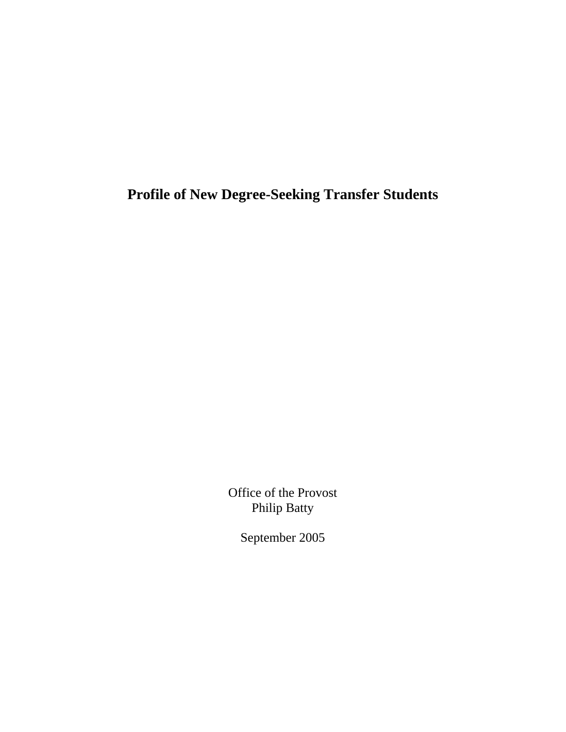# Profile of New Degree-Seeking Transfer Students

Office of the Provost
Philip Batty

September 2005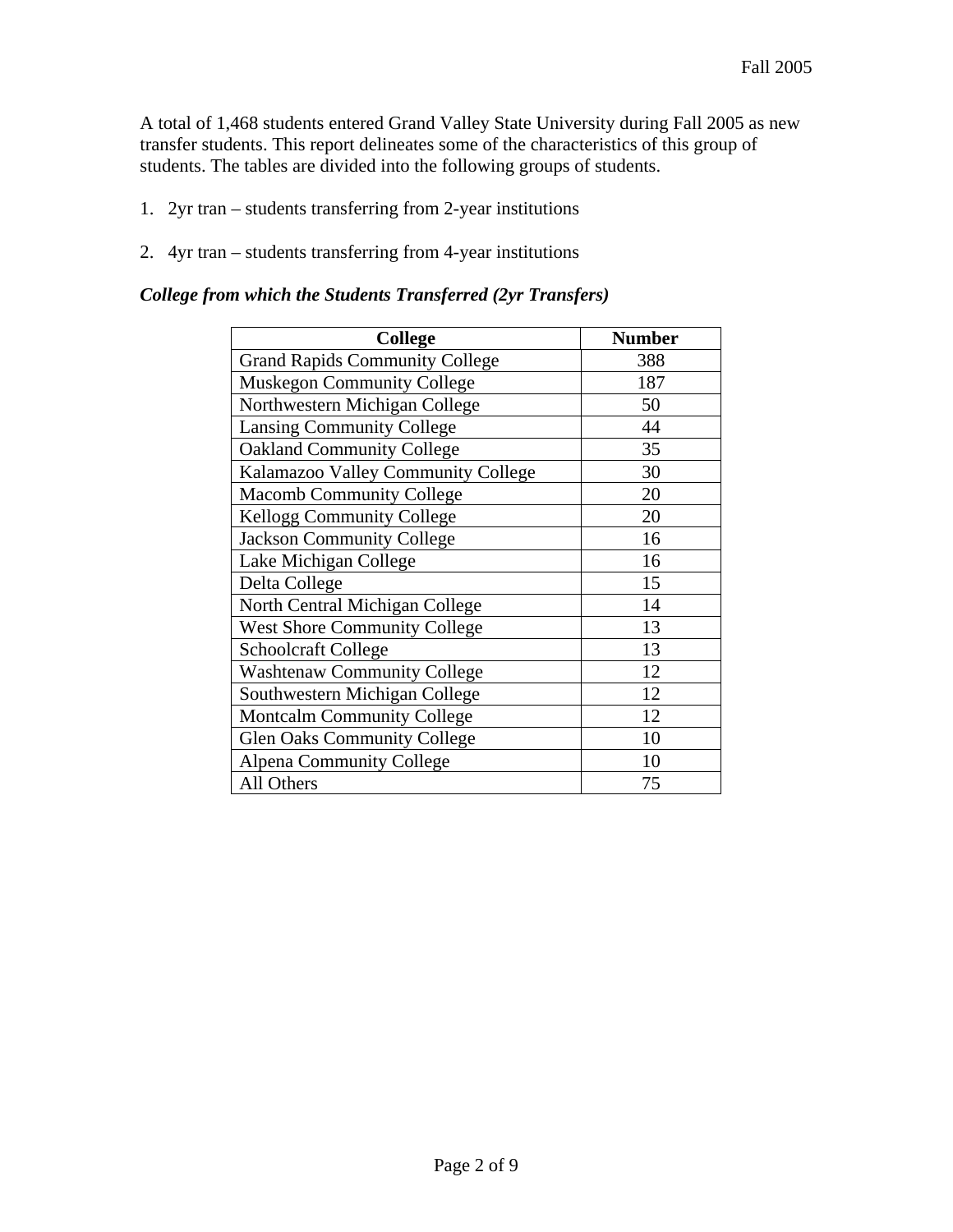A total of 1,468 students entered Grand Valley State University during Fall 2005 as new transfer students. This report delineates some of the characteristics of this group of students. The tables are divided into the following groups of students.

1. 2yr tran – students transferring from 2-year institutions

2. 4yr tran – students transferring from 4-year institutions

***College from which the Students Transferred (2yr Transfers)***

| College | Number |
|---|---|
| Grand Rapids Community College | 388 |
| Muskegon Community College | 187 |
| Northwestern Michigan College | 50 |
| Lansing Community College | 44 |
| Oakland Community College | 35 |
| Kalamazoo Valley Community College | 30 |
| Macomb Community College | 20 |
| Kellogg Community College | 20 |
| Jackson Community College | 16 |
| Lake Michigan College | 16 |
| Delta College | 15 |
| North Central Michigan College | 14 |
| West Shore Community College | 13 |
| Schoolcraft College | 13 |
| Washtenaw Community College | 12 |
| Southwestern Michigan College | 12 |
| Montcalm Community College | 12 |
| Glen Oaks Community College | 10 |
| Alpena Community College | 10 |
| All Others | 75 |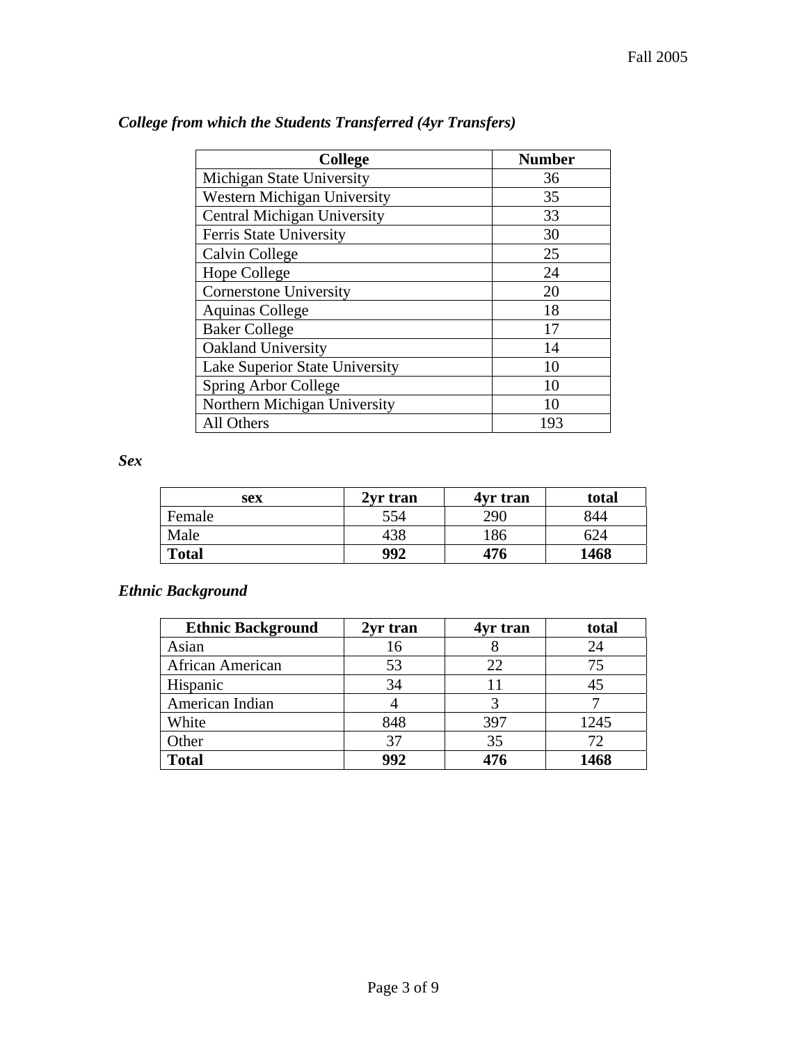### *College from which the Students Transferred (4yr Transfers)*

| College | Number |
|---|---|
| Michigan State University | 36 |
| Western Michigan University | 35 |
| Central Michigan University | 33 |
| Ferris State University | 30 |
| Calvin College | 25 |
| Hope College | 24 |
| Cornerstone University | 20 |
| Aquinas College | 18 |
| Baker College | 17 |
| Oakland University | 14 |
| Lake Superior State University | 10 |
| Spring Arbor College | 10 |
| Northern Michigan University | 10 |
| All Others | 193 |

### *Sex*

| sex | 2yr tran | 4yr tran | total |
|---|---|---|---|
| Female | 554 | 290 | 844 |
| Male | 438 | 186 | 624 |
| **Total** | **992** | **476** | **1468** |

### *Ethnic Background*

| Ethnic Background | 2yr tran | 4yr tran | total |
|---|---|---|---|
| Asian | 16 | 8 | 24 |
| African American | 53 | 22 | 75 |
| Hispanic | 34 | 11 | 45 |
| American Indian | 4 | 3 | 7 |
| White | 848 | 397 | 1245 |
| Other | 37 | 35 | 72 |
| **Total** | **992** | **476** | **1468** |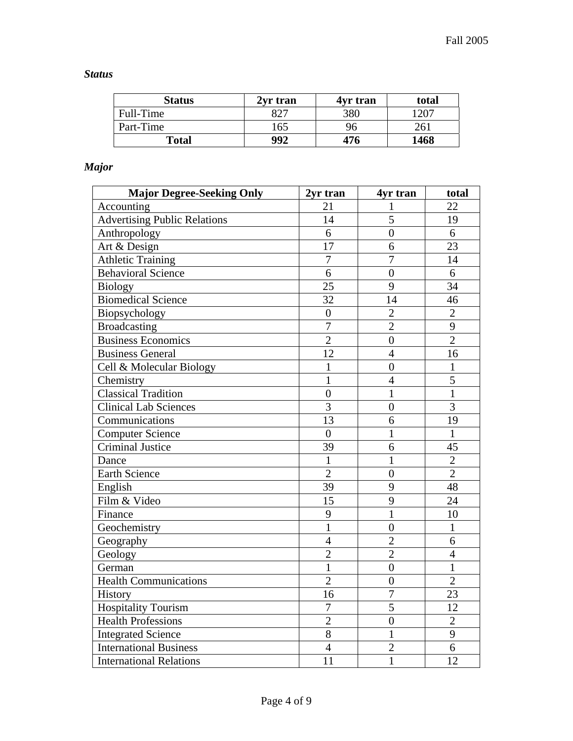### *Status*

| Status | 2yr tran | 4yr tran | total |
|---|---|---|---|
| Full-Time | 827 | 380 | 1207 |
| Part-Time | 165 | 96 | 261 |
| **Total** | **992** | **476** | **1468** |

### *Major*

| Major Degree-Seeking Only | 2yr tran | 4yr tran | total |
|---|---|---|---|
| Accounting | 21 | 1 | 22 |
| Advertising Public Relations | 14 | 5 | 19 |
| Anthropology | 6 | 0 | 6 |
| Art & Design | 17 | 6 | 23 |
| Athletic Training | 7 | 7 | 14 |
| Behavioral Science | 6 | 0 | 6 |
| Biology | 25 | 9 | 34 |
| Biomedical Science | 32 | 14 | 46 |
| Biopsychology | 0 | 2 | 2 |
| Broadcasting | 7 | 2 | 9 |
| Business Economics | 2 | 0 | 2 |
| Business General | 12 | 4 | 16 |
| Cell & Molecular Biology | 1 | 0 | 1 |
| Chemistry | 1 | 4 | 5 |
| Classical Tradition | 0 | 1 | 1 |
| Clinical Lab Sciences | 3 | 0 | 3 |
| Communications | 13 | 6 | 19 |
| Computer Science | 0 | 1 | 1 |
| Criminal Justice | 39 | 6 | 45 |
| Dance | 1 | 1 | 2 |
| Earth Science | 2 | 0 | 2 |
| English | 39 | 9 | 48 |
| Film & Video | 15 | 9 | 24 |
| Finance | 9 | 1 | 10 |
| Geochemistry | 1 | 0 | 1 |
| Geography | 4 | 2 | 6 |
| Geology | 2 | 2 | 4 |
| German | 1 | 0 | 1 |
| Health Communications | 2 | 0 | 2 |
| History | 16 | 7 | 23 |
| Hospitality Tourism | 7 | 5 | 12 |
| Health Professions | 2 | 0 | 2 |
| Integrated Science | 8 | 1 | 9 |
| International Business | 4 | 2 | 6 |
| International Relations | 11 | 1 | 12 |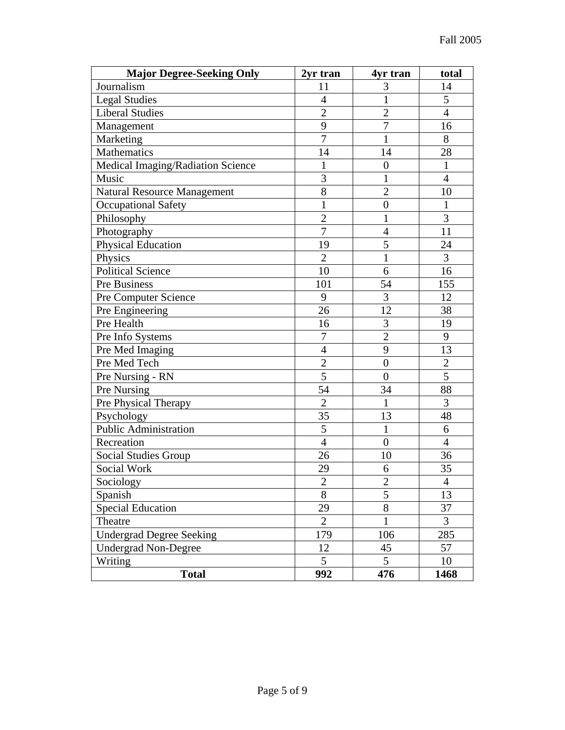| Major Degree-Seeking Only | 2yr tran | 4yr tran | total |
|---|---|---|---|
| Journalism | 11 | 3 | 14 |
| Legal Studies | 4 | 1 | 5 |
| Liberal Studies | 2 | 2 | 4 |
| Management | 9 | 7 | 16 |
| Marketing | 7 | 1 | 8 |
| Mathematics | 14 | 14 | 28 |
| Medical Imaging/Radiation Science | 1 | 0 | 1 |
| Music | 3 | 1 | 4 |
| Natural Resource Management | 8 | 2 | 10 |
| Occupational Safety | 1 | 0 | 1 |
| Philosophy | 2 | 1 | 3 |
| Photography | 7 | 4 | 11 |
| Physical Education | 19 | 5 | 24 |
| Physics | 2 | 1 | 3 |
| Political Science | 10 | 6 | 16 |
| Pre Business | 101 | 54 | 155 |
| Pre Computer Science | 9 | 3 | 12 |
| Pre Engineering | 26 | 12 | 38 |
| Pre Health | 16 | 3 | 19 |
| Pre Info Systems | 7 | 2 | 9 |
| Pre Med Imaging | 4 | 9 | 13 |
| Pre Med Tech | 2 | 0 | 2 |
| Pre Nursing - RN | 5 | 0 | 5 |
| Pre Nursing | 54 | 34 | 88 |
| Pre Physical Therapy | 2 | 1 | 3 |
| Psychology | 35 | 13 | 48 |
| Public Administration | 5 | 1 | 6 |
| Recreation | 4 | 0 | 4 |
| Social Studies Group | 26 | 10 | 36 |
| Social Work | 29 | 6 | 35 |
| Sociology | 2 | 2 | 4 |
| Spanish | 8 | 5 | 13 |
| Special Education | 29 | 8 | 37 |
| Theatre | 2 | 1 | 3 |
| Undergrad Degree Seeking | 179 | 106 | 285 |
| Undergrad Non-Degree | 12 | 45 | 57 |
| Writing | 5 | 5 | 10 |
| **Total** | **992** | **476** | **1468** |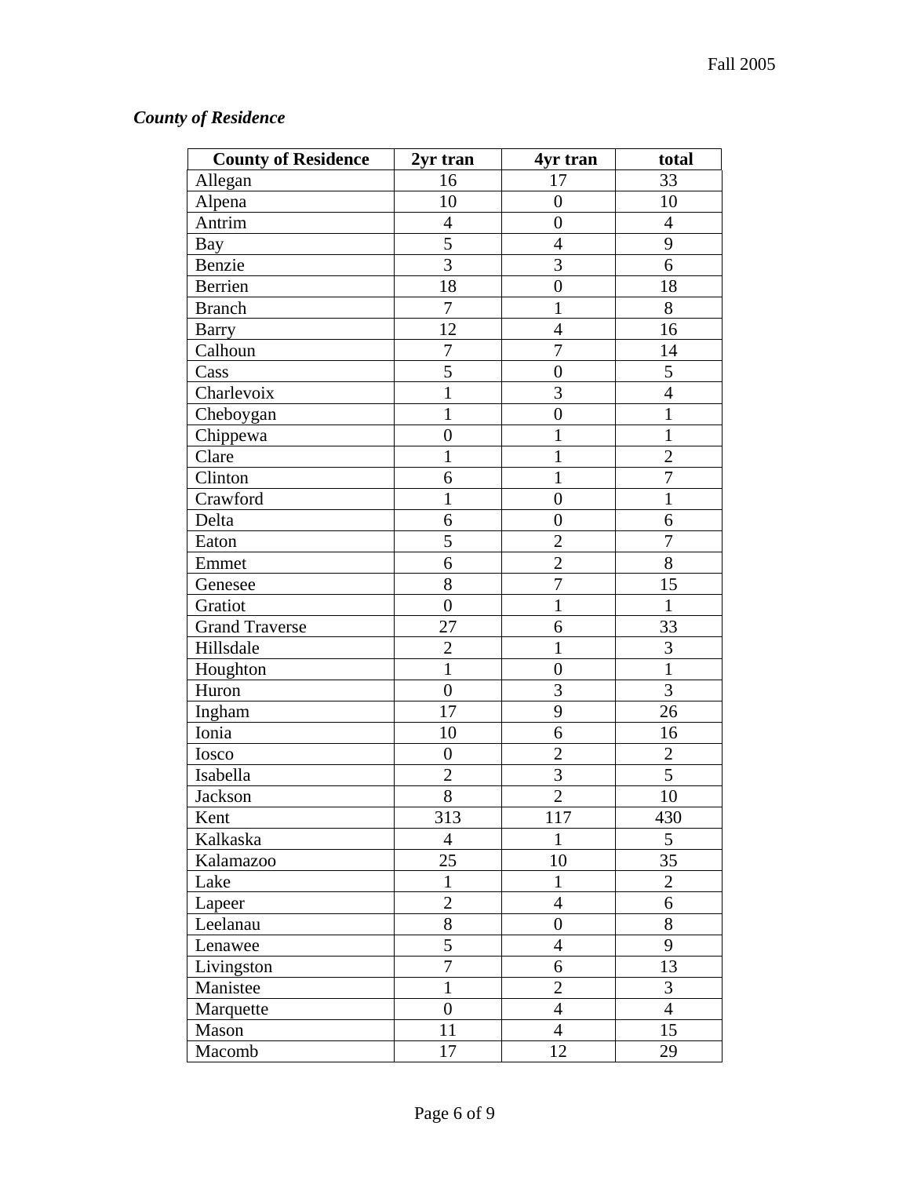***County of Residence***

| County of Residence | 2yr tran | 4yr tran | total |
|---|---|---|---|
| Allegan | 16 | 17 | 33 |
| Alpena | 10 | 0 | 10 |
| Antrim | 4 | 0 | 4 |
| Bay | 5 | 4 | 9 |
| Benzie | 3 | 3 | 6 |
| Berrien | 18 | 0 | 18 |
| Branch | 7 | 1 | 8 |
| Barry | 12 | 4 | 16 |
| Calhoun | 7 | 7 | 14 |
| Cass | 5 | 0 | 5 |
| Charlevoix | 1 | 3 | 4 |
| Cheboygan | 1 | 0 | 1 |
| Chippewa | 0 | 1 | 1 |
| Clare | 1 | 1 | 2 |
| Clinton | 6 | 1 | 7 |
| Crawford | 1 | 0 | 1 |
| Delta | 6 | 0 | 6 |
| Eaton | 5 | 2 | 7 |
| Emmet | 6 | 2 | 8 |
| Genesee | 8 | 7 | 15 |
| Gratiot | 0 | 1 | 1 |
| Grand Traverse | 27 | 6 | 33 |
| Hillsdale | 2 | 1 | 3 |
| Houghton | 1 | 0 | 1 |
| Huron | 0 | 3 | 3 |
| Ingham | 17 | 9 | 26 |
| Ionia | 10 | 6 | 16 |
| Iosco | 0 | 2 | 2 |
| Isabella | 2 | 3 | 5 |
| Jackson | 8 | 2 | 10 |
| Kent | 313 | 117 | 430 |
| Kalkaska | 4 | 1 | 5 |
| Kalamazoo | 25 | 10 | 35 |
| Lake | 1 | 1 | 2 |
| Lapeer | 2 | 4 | 6 |
| Leelanau | 8 | 0 | 8 |
| Lenawee | 5 | 4 | 9 |
| Livingston | 7 | 6 | 13 |
| Manistee | 1 | 2 | 3 |
| Marquette | 0 | 4 | 4 |
| Mason | 11 | 4 | 15 |
| Macomb | 17 | 12 | 29 |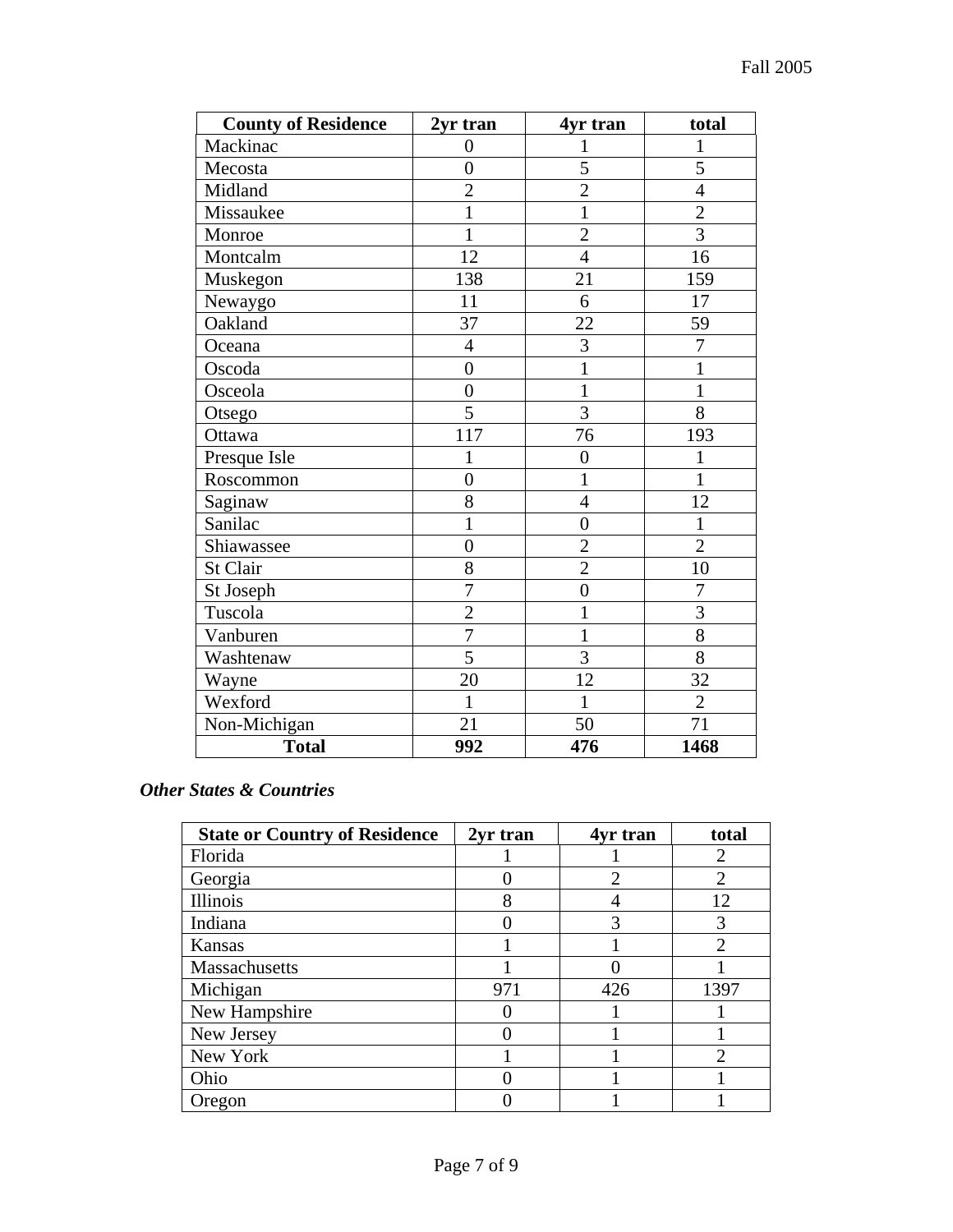| County of Residence | 2yr tran | 4yr tran | total |
|---|---|---|---|
| Mackinac | 0 | 1 | 1 |
| Mecosta | 0 | 5 | 5 |
| Midland | 2 | 2 | 4 |
| Missaukee | 1 | 1 | 2 |
| Monroe | 1 | 2 | 3 |
| Montcalm | 12 | 4 | 16 |
| Muskegon | 138 | 21 | 159 |
| Newaygo | 11 | 6 | 17 |
| Oakland | 37 | 22 | 59 |
| Oceana | 4 | 3 | 7 |
| Oscoda | 0 | 1 | 1 |
| Osceola | 0 | 1 | 1 |
| Otsego | 5 | 3 | 8 |
| Ottawa | 117 | 76 | 193 |
| Presque Isle | 1 | 0 | 1 |
| Roscommon | 0 | 1 | 1 |
| Saginaw | 8 | 4 | 12 |
| Sanilac | 1 | 0 | 1 |
| Shiawassee | 0 | 2 | 2 |
| St Clair | 8 | 2 | 10 |
| St Joseph | 7 | 0 | 7 |
| Tuscola | 2 | 1 | 3 |
| Vanburen | 7 | 1 | 8 |
| Washtenaw | 5 | 3 | 8 |
| Wayne | 20 | 12 | 32 |
| Wexford | 1 | 1 | 2 |
| Non-Michigan | 21 | 50 | 71 |
| **Total** | **992** | **476** | **1468** |

***Other States & Countries***

| State or Country of Residence | 2yr tran | 4yr tran | total |
|---|---|---|---|
| Florida | 1 | 1 | 2 |
| Georgia | 0 | 2 | 2 |
| Illinois | 8 | 4 | 12 |
| Indiana | 0 | 3 | 3 |
| Kansas | 1 | 1 | 2 |
| Massachusetts | 1 | 0 | 1 |
| Michigan | 971 | 426 | 1397 |
| New Hampshire | 0 | 1 | 1 |
| New Jersey | 0 | 1 | 1 |
| New York | 1 | 1 | 2 |
| Ohio | 0 | 1 | 1 |
| Oregon | 0 | 1 | 1 |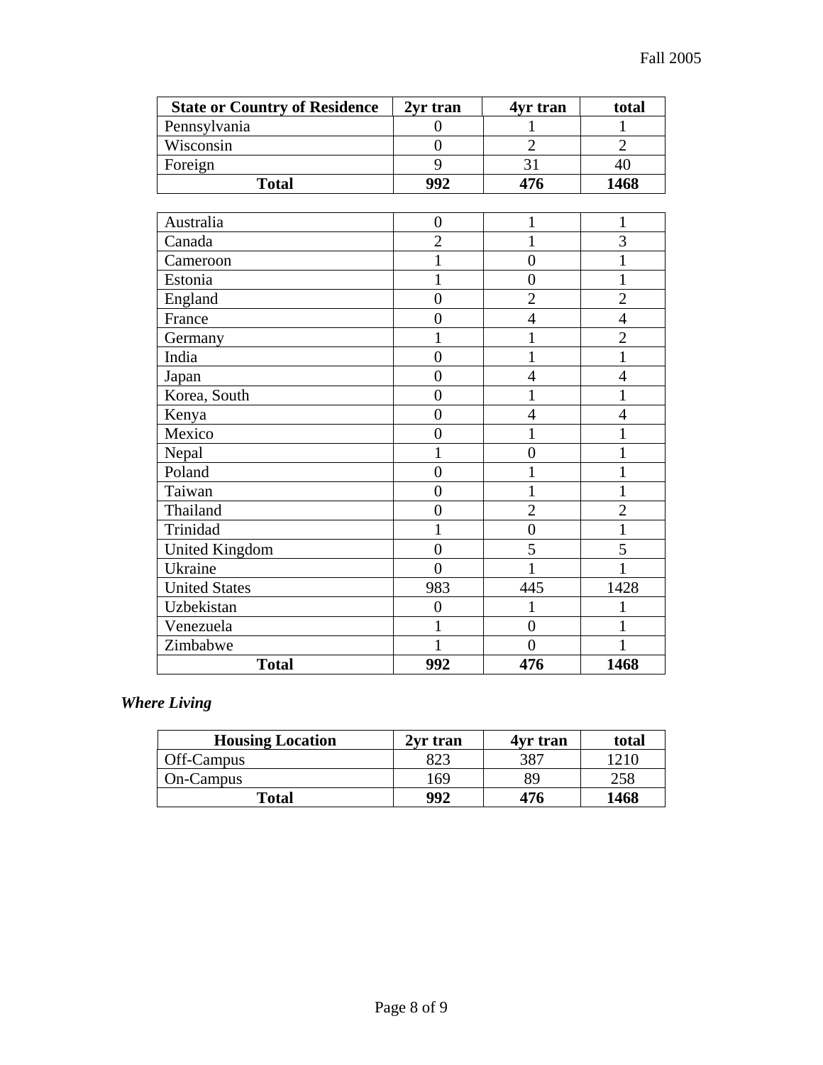| State or Country of Residence | 2yr tran | 4yr tran | total |
|---|---|---|---|
| Pennsylvania | 0 | 1 | 1 |
| Wisconsin | 0 | 2 | 2 |
| Foreign | 9 | 31 | 40 |
| **Total** | **992** | **476** | **1468** |

| | | | |
|---|---|---|---|
| Australia | 0 | 1 | 1 |
| Canada | 2 | 1 | 3 |
| Cameroon | 1 | 0 | 1 |
| Estonia | 1 | 0 | 1 |
| England | 0 | 2 | 2 |
| France | 0 | 4 | 4 |
| Germany | 1 | 1 | 2 |
| India | 0 | 1 | 1 |
| Japan | 0 | 4 | 4 |
| Korea, South | 0 | 1 | 1 |
| Kenya | 0 | 4 | 4 |
| Mexico | 0 | 1 | 1 |
| Nepal | 1 | 0 | 1 |
| Poland | 0 | 1 | 1 |
| Taiwan | 0 | 1 | 1 |
| Thailand | 0 | 2 | 2 |
| Trinidad | 1 | 0 | 1 |
| United Kingdom | 0 | 5 | 5 |
| Ukraine | 0 | 1 | 1 |
| United States | 983 | 445 | 1428 |
| Uzbekistan | 0 | 1 | 1 |
| Venezuela | 1 | 0 | 1 |
| Zimbabwe | 1 | 0 | 1 |
| **Total** | **992** | **476** | **1468** |

***Where Living***

| Housing Location | 2yr tran | 4yr tran | total |
|---|---|---|---|
| Off-Campus | 823 | 387 | 1210 |
| On-Campus | 169 | 89 | 258 |
| **Total** | **992** | **476** | **1468** |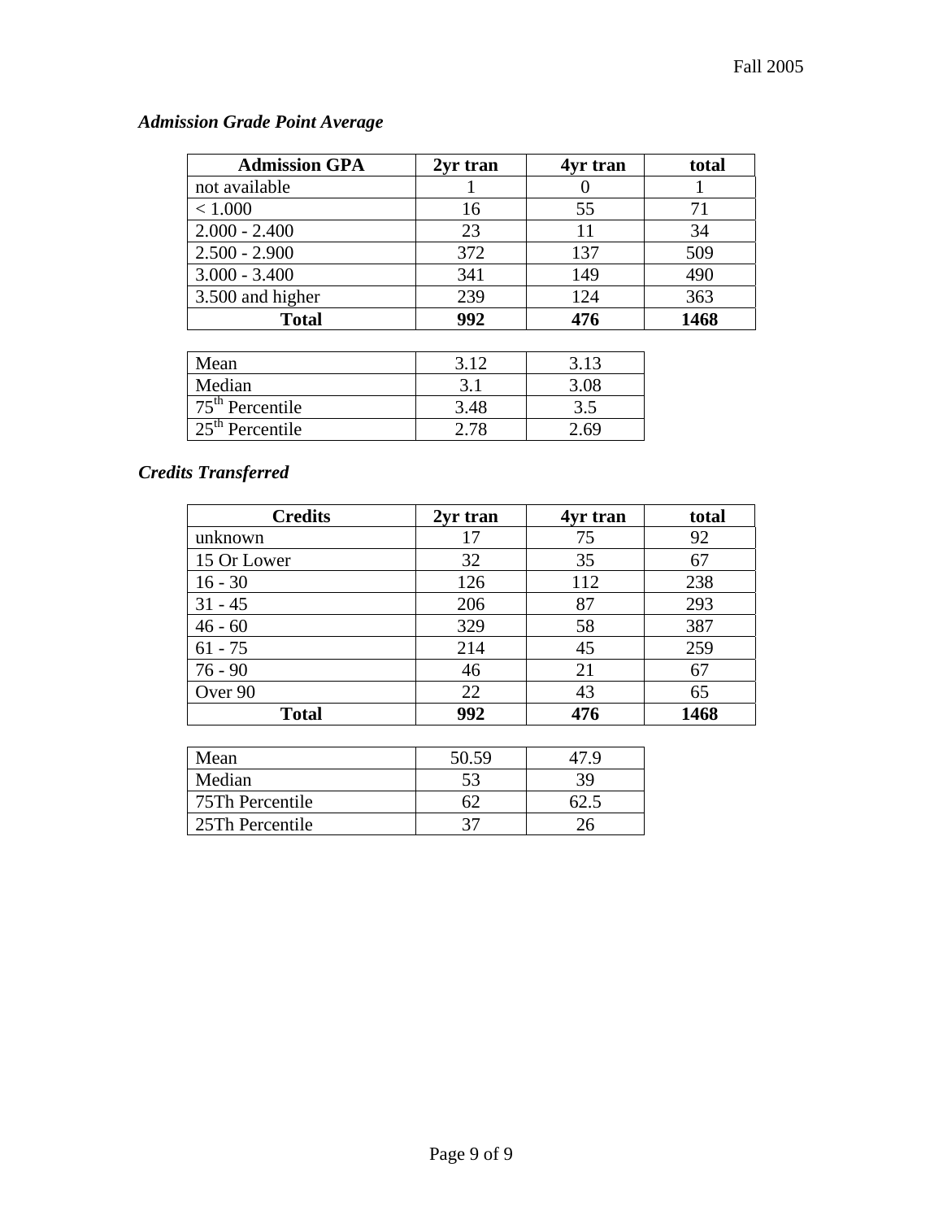*Admission Grade Point Average*

| Admission GPA | 2yr tran | 4yr tran | total |
|---|---|---|---|
| not available | 1 | 0 | 1 |
| < 1.000 | 16 | 55 | 71 |
| 2.000 - 2.400 | 23 | 11 | 34 |
| 2.500 - 2.900 | 372 | 137 | 509 |
| 3.000 - 3.400 | 341 | 149 | 490 |
| 3.500 and higher | 239 | 124 | 363 |
| **Total** | **992** | **476** | **1468** |

| | | |
|---|---|---|
| Mean | 3.12 | 3.13 |
| Median | 3.1 | 3.08 |
| 75th Percentile | 3.48 | 3.5 |
| 25th Percentile | 2.78 | 2.69 |

*Credits Transferred*

| Credits | 2yr tran | 4yr tran | total |
|---|---|---|---|
| unknown | 17 | 75 | 92 |
| 15 Or Lower | 32 | 35 | 67 |
| 16 - 30 | 126 | 112 | 238 |
| 31 - 45 | 206 | 87 | 293 |
| 46 - 60 | 329 | 58 | 387 |
| 61 - 75 | 214 | 45 | 259 |
| 76 - 90 | 46 | 21 | 67 |
| Over 90 | 22 | 43 | 65 |
| **Total** | **992** | **476** | **1468** |

| | | |
|---|---|---|
| Mean | 50.59 | 47.9 |
| Median | 53 | 39 |
| 75Th Percentile | 62 | 62.5 |
| 25Th Percentile | 37 | 26 |